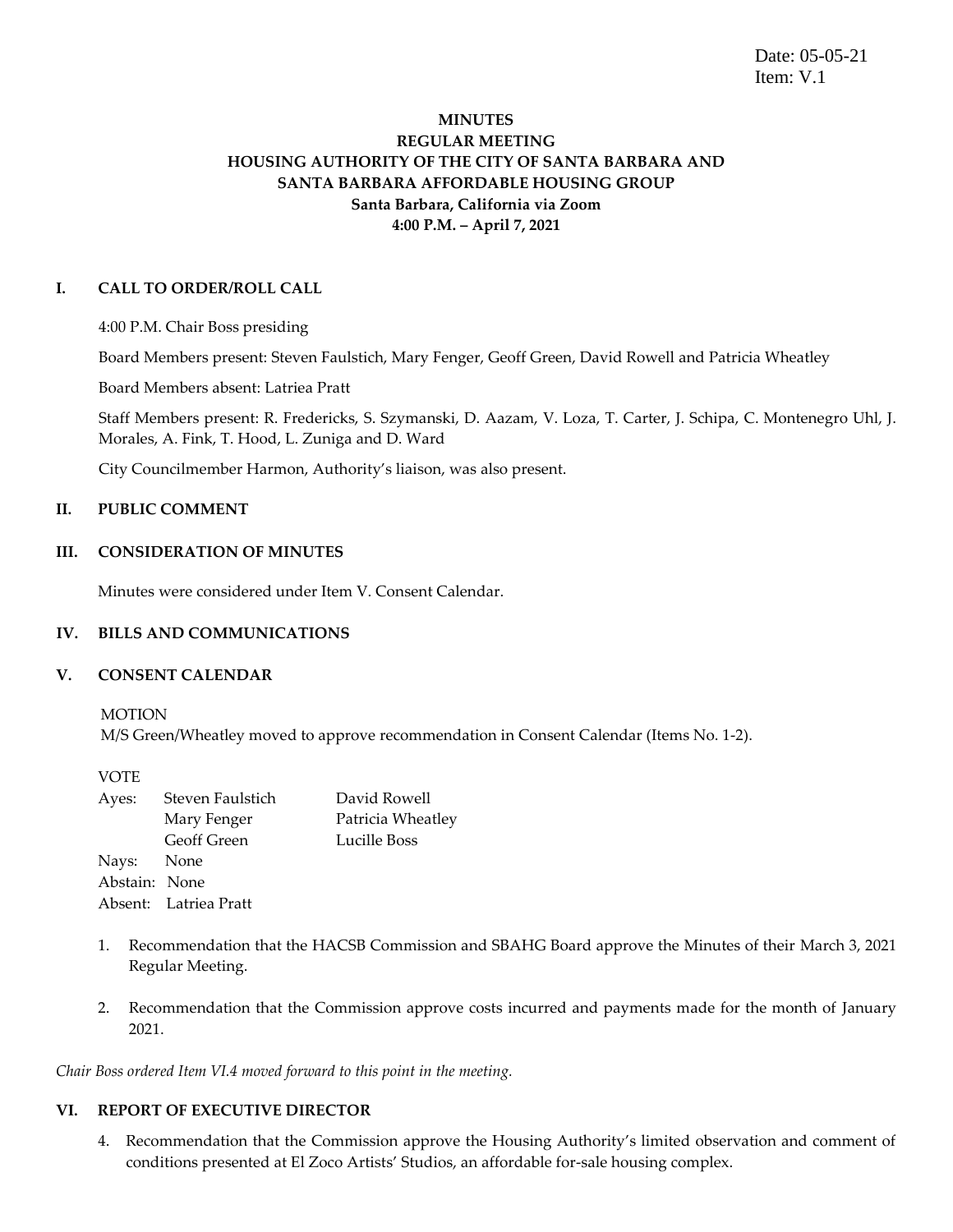Date: 05-05-21
Item: V.1

**MINUTES**
**REGULAR MEETING**
**HOUSING AUTHORITY OF THE CITY OF SANTA BARBARA AND**
**SANTA BARBARA AFFORDABLE HOUSING GROUP**
**Santa Barbara, California via Zoom**
**4:00 P.M. – April 7, 2021**

## I. CALL TO ORDER/ROLL CALL

4:00 P.M. Chair Boss presiding

Board Members present: Steven Faulstich, Mary Fenger, Geoff Green, David Rowell and Patricia Wheatley

Board Members absent: Latriea Pratt

Staff Members present: R. Fredericks, S. Szymanski, D. Aazam, V. Loza, T. Carter, J. Schipa, C. Montenegro Uhl, J. Morales, A. Fink, T. Hood, L. Zuniga and D. Ward

City Councilmember Harmon, Authority's liaison, was also present.

## II. PUBLIC COMMENT

## III. CONSIDERATION OF MINUTES

Minutes were considered under Item V. Consent Calendar.

## IV. BILLS AND COMMUNICATIONS

## V. CONSENT CALENDAR

MOTION
M/S Green/Wheatley moved to approve recommendation in Consent Calendar (Items No. 1-2).

VOTE
Ayes: Steven Faulstich, Mary Fenger, Geoff Green, David Rowell, Patricia Wheatley, Lucille Boss
Nays: None
Abstain: None
Absent: Latriea Pratt

1. Recommendation that the HACSB Commission and SBAHG Board approve the Minutes of their March 3, 2021 Regular Meeting.

2. Recommendation that the Commission approve costs incurred and payments made for the month of January 2021.

*Chair Boss ordered Item VI.4 moved forward to this point in the meeting.*

## VI. REPORT OF EXECUTIVE DIRECTOR

4. Recommendation that the Commission approve the Housing Authority's limited observation and comment of conditions presented at El Zoco Artists' Studios, an affordable for-sale housing complex.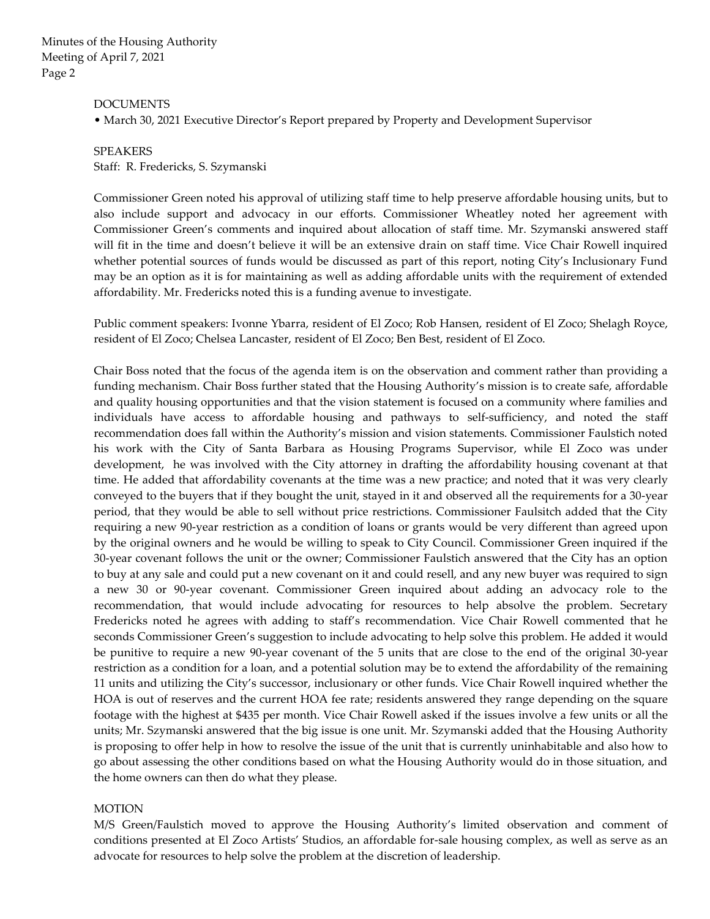DOCUMENTS

• March 30, 2021 Executive Director's Report prepared by Property and Development Supervisor

SPEAKERS

Staff: R. Fredericks, S. Szymanski

Commissioner Green noted his approval of utilizing staff time to help preserve affordable housing units, but to also include support and advocacy in our efforts. Commissioner Wheatley noted her agreement with Commissioner Green's comments and inquired about allocation of staff time. Mr. Szymanski answered staff will fit in the time and doesn't believe it will be an extensive drain on staff time. Vice Chair Rowell inquired whether potential sources of funds would be discussed as part of this report, noting City's Inclusionary Fund may be an option as it is for maintaining as well as adding affordable units with the requirement of extended affordability. Mr. Fredericks noted this is a funding avenue to investigate.

Public comment speakers: Ivonne Ybarra, resident of El Zoco; Rob Hansen, resident of El Zoco; Shelagh Royce, resident of El Zoco; Chelsea Lancaster, resident of El Zoco; Ben Best, resident of El Zoco.

Chair Boss noted that the focus of the agenda item is on the observation and comment rather than providing a funding mechanism. Chair Boss further stated that the Housing Authority's mission is to create safe, affordable and quality housing opportunities and that the vision statement is focused on a community where families and individuals have access to affordable housing and pathways to self-sufficiency, and noted the staff recommendation does fall within the Authority's mission and vision statements. Commissioner Faulstich noted his work with the City of Santa Barbara as Housing Programs Supervisor, while El Zoco was under development, he was involved with the City attorney in drafting the affordability housing covenant at that time. He added that affordability covenants at the time was a new practice; and noted that it was very clearly conveyed to the buyers that if they bought the unit, stayed in it and observed all the requirements for a 30-year period, that they would be able to sell without price restrictions. Commissioner Faulsitch added that the City requiring a new 90-year restriction as a condition of loans or grants would be very different than agreed upon by the original owners and he would be willing to speak to City Council. Commissioner Green inquired if the 30-year covenant follows the unit or the owner; Commissioner Faulstich answered that the City has an option to buy at any sale and could put a new covenant on it and could resell, and any new buyer was required to sign a new 30 or 90-year covenant. Commissioner Green inquired about adding an advocacy role to the recommendation, that would include advocating for resources to help absolve the problem. Secretary Fredericks noted he agrees with adding to staff's recommendation. Vice Chair Rowell commented that he seconds Commissioner Green's suggestion to include advocating to help solve this problem. He added it would be punitive to require a new 90-year covenant of the 5 units that are close to the end of the original 30-year restriction as a condition for a loan, and a potential solution may be to extend the affordability of the remaining 11 units and utilizing the City's successor, inclusionary or other funds. Vice Chair Rowell inquired whether the HOA is out of reserves and the current HOA fee rate; residents answered they range depending on the square footage with the highest at $435 per month. Vice Chair Rowell asked if the issues involve a few units or all the units; Mr. Szymanski answered that the big issue is one unit. Mr. Szymanski added that the Housing Authority is proposing to offer help in how to resolve the issue of the unit that is currently uninhabitable and also how to go about assessing the other conditions based on what the Housing Authority would do in those situation, and the home owners can then do what they please.

MOTION

M/S Green/Faulstich moved to approve the Housing Authority's limited observation and comment of conditions presented at El Zoco Artists' Studios, an affordable for-sale housing complex, as well as serve as an advocate for resources to help solve the problem at the discretion of leadership.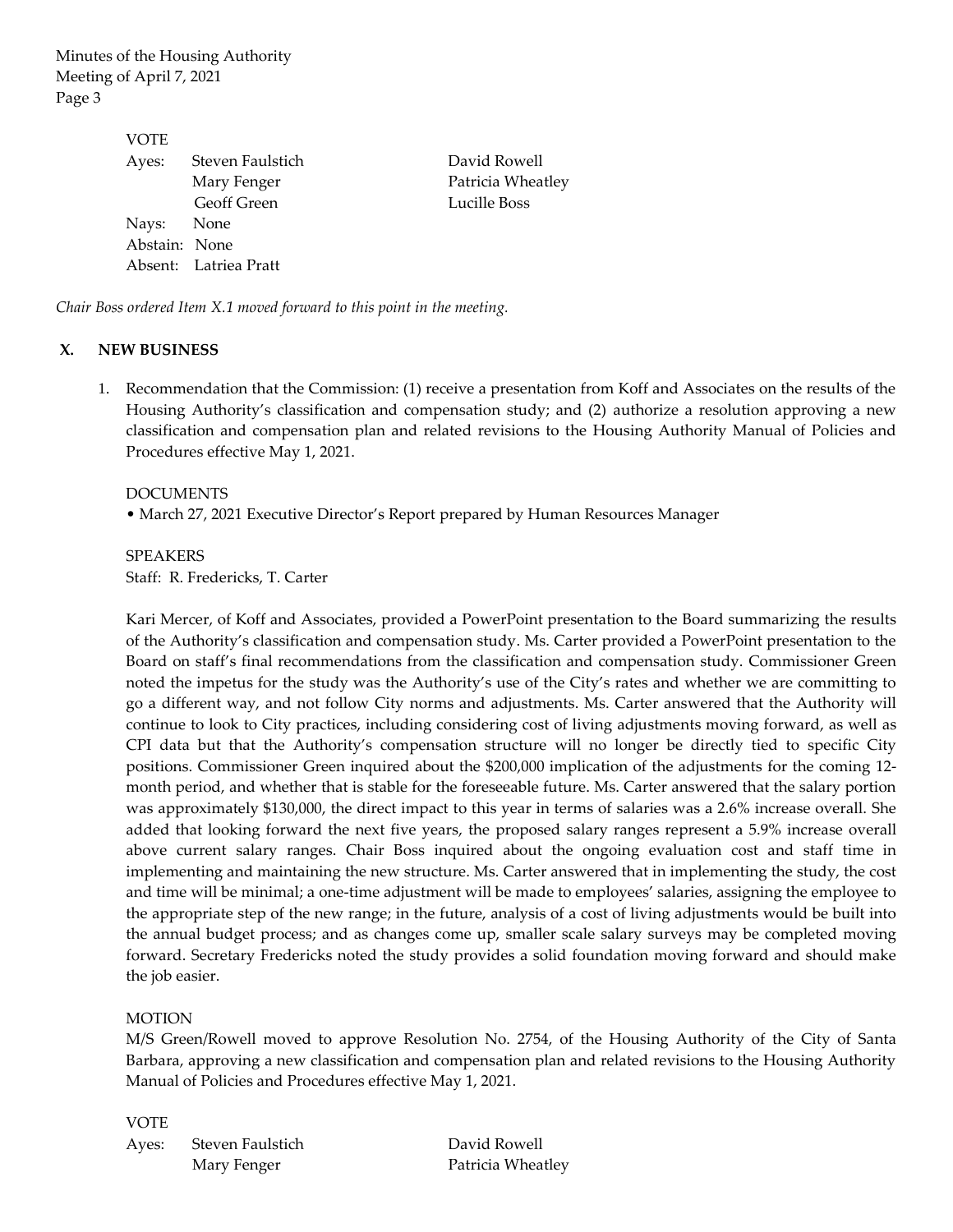VOTE

| | | |
|---|---|---|
| Ayes: | Steven Faulstich | David Rowell |
| | Mary Fenger | Patricia Wheatley |
| | Geoff Green | Lucille Boss |
| Nays: | None | |
| Abstain: | None | |
| Absent: | Latriea Pratt | |

*Chair Boss ordered Item X.1 moved forward to this point in the meeting.*

## X. NEW BUSINESS

1. Recommendation that the Commission: (1) receive a presentation from Koff and Associates on the results of the Housing Authority's classification and compensation study; and (2) authorize a resolution approving a new classification and compensation plan and related revisions to the Housing Authority Manual of Policies and Procedures effective May 1, 2021.

   DOCUMENTS

   • March 27, 2021 Executive Director's Report prepared by Human Resources Manager

   SPEAKERS

   Staff: R. Fredericks, T. Carter

   Kari Mercer, of Koff and Associates, provided a PowerPoint presentation to the Board summarizing the results of the Authority's classification and compensation study. Ms. Carter provided a PowerPoint presentation to the Board on staff's final recommendations from the classification and compensation study. Commissioner Green noted the impetus for the study was the Authority's use of the City's rates and whether we are committing to go a different way, and not follow City norms and adjustments. Ms. Carter answered that the Authority will continue to look to City practices, including considering cost of living adjustments moving forward, as well as CPI data but that the Authority's compensation structure will no longer be directly tied to specific City positions. Commissioner Green inquired about the $200,000 implication of the adjustments for the coming 12-month period, and whether that is stable for the foreseeable future. Ms. Carter answered that the salary portion was approximately $130,000, the direct impact to this year in terms of salaries was a 2.6% increase overall. She added that looking forward the next five years, the proposed salary ranges represent a 5.9% increase overall above current salary ranges. Chair Boss inquired about the ongoing evaluation cost and staff time in implementing and maintaining the new structure. Ms. Carter answered that in implementing the study, the cost and time will be minimal; a one-time adjustment will be made to employees' salaries, assigning the employee to the appropriate step of the new range; in the future, analysis of a cost of living adjustments would be built into the annual budget process; and as changes come up, smaller scale salary surveys may be completed moving forward. Secretary Fredericks noted the study provides a solid foundation moving forward and should make the job easier.

   MOTION

   M/S Green/Rowell moved to approve Resolution No. 2754, of the Housing Authority of the City of Santa Barbara, approving a new classification and compensation plan and related revisions to the Housing Authority Manual of Policies and Procedures effective May 1, 2021.

   VOTE

   | | | |
   |---|---|---|
   | Ayes: | Steven Faulstich | David Rowell |
   | | Mary Fenger | Patricia Wheatley |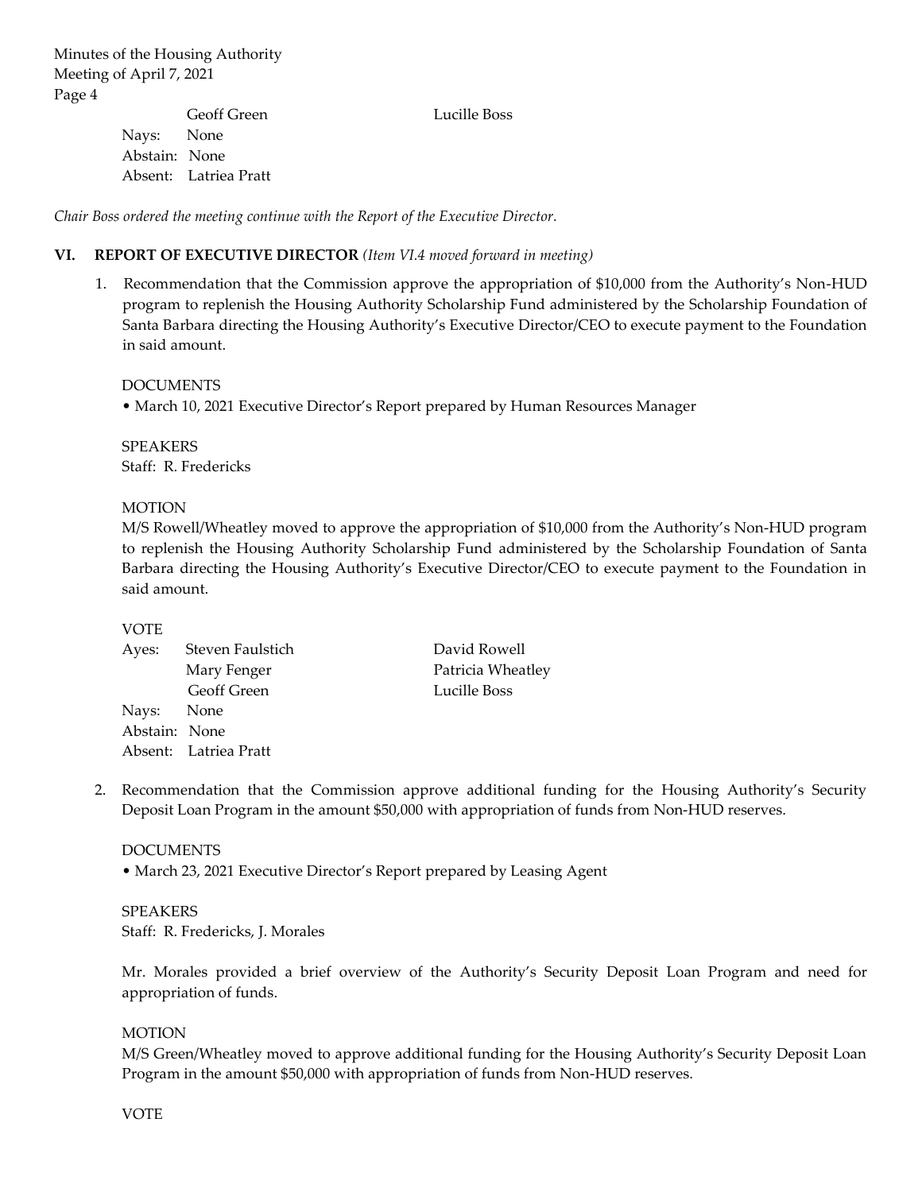| | | |
|---|---|---|
| | Geoff Green | Lucille Boss |
| Nays: | None | |
| Abstain: | None | |
| Absent: | Latriea Pratt | |

*Chair Boss ordered the meeting continue with the Report of the Executive Director.*

## VI. REPORT OF EXECUTIVE DIRECTOR *(Item VI.4 moved forward in meeting)*

1. Recommendation that the Commission approve the appropriation of $10,000 from the Authority's Non-HUD program to replenish the Housing Authority Scholarship Fund administered by the Scholarship Foundation of Santa Barbara directing the Housing Authority's Executive Director/CEO to execute payment to the Foundation in said amount.

   DOCUMENTS
   - March 10, 2021 Executive Director's Report prepared by Human Resources Manager

   SPEAKERS
   Staff: R. Fredericks

   MOTION
   M/S Rowell/Wheatley moved to approve the appropriation of $10,000 from the Authority's Non-HUD program to replenish the Housing Authority Scholarship Fund administered by the Scholarship Foundation of Santa Barbara directing the Housing Authority's Executive Director/CEO to execute payment to the Foundation in said amount.

   VOTE

   | | | |
   |---|---|---|
   | Ayes: | Steven Faulstich | David Rowell |
   | | Mary Fenger | Patricia Wheatley |
   | | Geoff Green | Lucille Boss |
   | Nays: | None | |
   | Abstain: | None | |
   | Absent: | Latriea Pratt | |

2. Recommendation that the Commission approve additional funding for the Housing Authority's Security Deposit Loan Program in the amount $50,000 with appropriation of funds from Non-HUD reserves.

   DOCUMENTS
   - March 23, 2021 Executive Director's Report prepared by Leasing Agent

   SPEAKERS
   Staff: R. Fredericks, J. Morales

   Mr. Morales provided a brief overview of the Authority's Security Deposit Loan Program and need for appropriation of funds.

   MOTION
   M/S Green/Wheatley moved to approve additional funding for the Housing Authority's Security Deposit Loan Program in the amount $50,000 with appropriation of funds from Non-HUD reserves.

   VOTE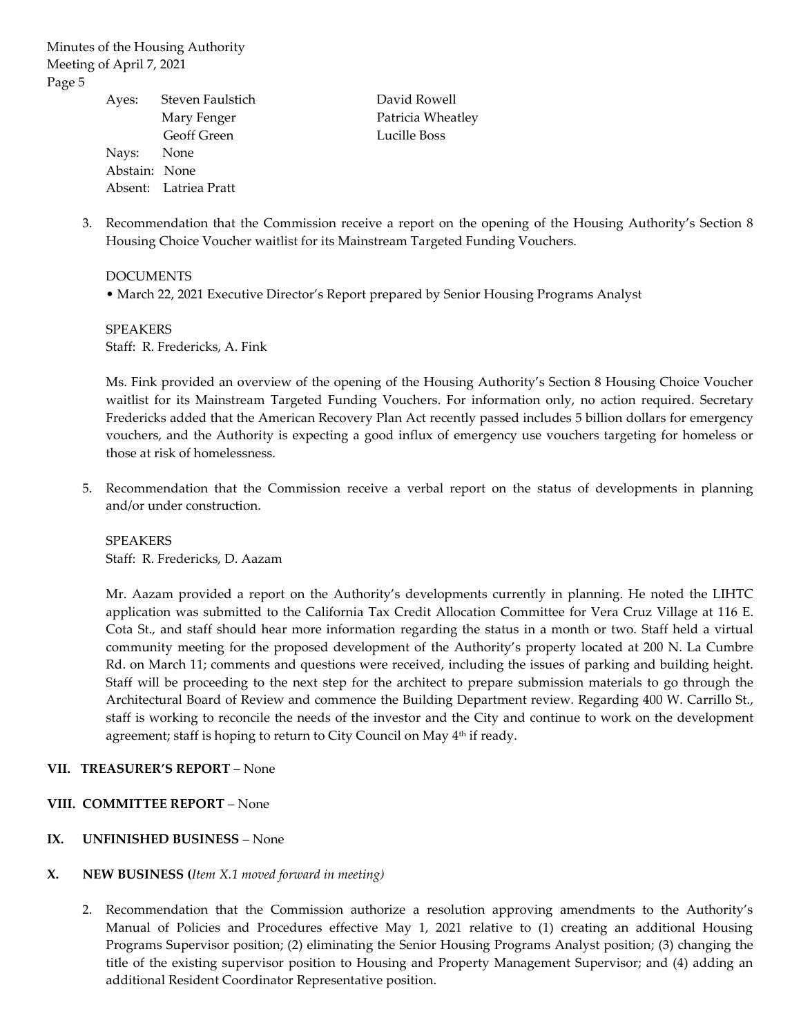Ayes: Steven Faulstich, Mary Fenger, Geoff Green, David Rowell, Patricia Wheatley, Lucille Boss
Nays: None
Abstain: None
Absent: Latriea Pratt

3. Recommendation that the Commission receive a report on the opening of the Housing Authority's Section 8 Housing Choice Voucher waitlist for its Mainstream Targeted Funding Vouchers.

   DOCUMENTS
   - March 22, 2021 Executive Director's Report prepared by Senior Housing Programs Analyst

   SPEAKERS
   Staff: R. Fredericks, A. Fink

   Ms. Fink provided an overview of the opening of the Housing Authority's Section 8 Housing Choice Voucher waitlist for its Mainstream Targeted Funding Vouchers. For information only, no action required. Secretary Fredericks added that the American Recovery Plan Act recently passed includes 5 billion dollars for emergency vouchers, and the Authority is expecting a good influx of emergency use vouchers targeting for homeless or those at risk of homelessness.

5. Recommendation that the Commission receive a verbal report on the status of developments in planning and/or under construction.

   SPEAKERS
   Staff: R. Fredericks, D. Aazam

   Mr. Aazam provided a report on the Authority's developments currently in planning. He noted the LIHTC application was submitted to the California Tax Credit Allocation Committee for Vera Cruz Village at 116 E. Cota St., and staff should hear more information regarding the status in a month or two. Staff held a virtual community meeting for the proposed development of the Authority's property located at 200 N. La Cumbre Rd. on March 11; comments and questions were received, including the issues of parking and building height. Staff will be proceeding to the next step for the architect to prepare submission materials to go through the Architectural Board of Review and commence the Building Department review. Regarding 400 W. Carrillo St., staff is working to reconcile the needs of the investor and the City and continue to work on the development agreement; staff is hoping to return to City Council on May 4th if ready.

## VII. TREASURER'S REPORT – None

## VIII. COMMITTEE REPORT – None

## IX. UNFINISHED BUSINESS – None

## X. NEW BUSINESS (*Item X.1 moved forward in meeting)*

2. Recommendation that the Commission authorize a resolution approving amendments to the Authority's Manual of Policies and Procedures effective May 1, 2021 relative to (1) creating an additional Housing Programs Supervisor position; (2) eliminating the Senior Housing Programs Analyst position; (3) changing the title of the existing supervisor position to Housing and Property Management Supervisor; and (4) adding an additional Resident Coordinator Representative position.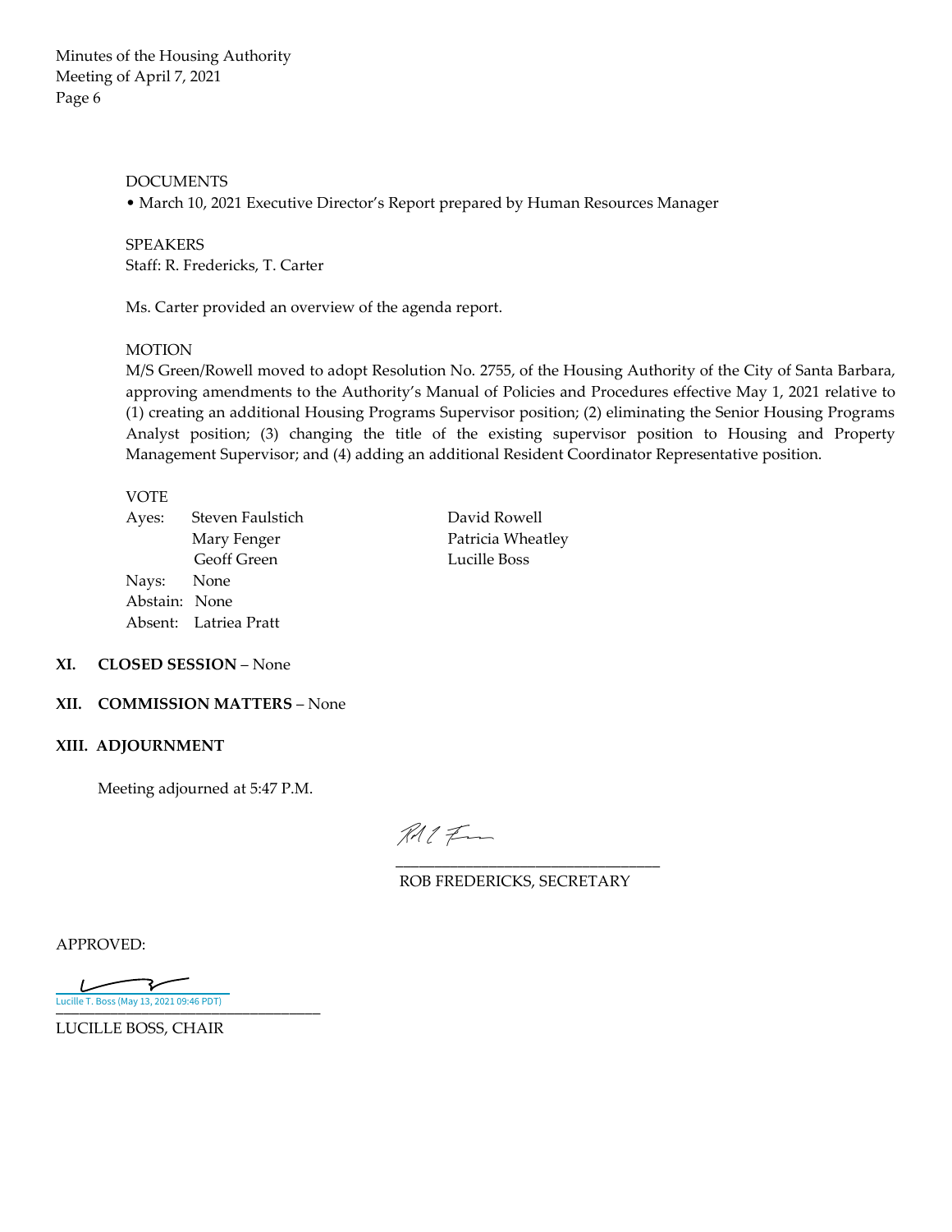DOCUMENTS

- March 10, 2021 Executive Director's Report prepared by Human Resources Manager

SPEAKERS
Staff: R. Fredericks, T. Carter

Ms. Carter provided an overview of the agenda report.

MOTION
M/S Green/Rowell moved to adopt Resolution No. 2755, of the Housing Authority of the City of Santa Barbara, approving amendments to the Authority's Manual of Policies and Procedures effective May 1, 2021 relative to (1) creating an additional Housing Programs Supervisor position; (2) eliminating the Senior Housing Programs Analyst position; (3) changing the title of the existing supervisor position to Housing and Property Management Supervisor; and (4) adding an additional Resident Coordinator Representative position.

VOTE

| | | |
|---|---|---|
| Ayes: | Steven Faulstich | David Rowell |
| | Mary Fenger | Patricia Wheatley |
| | Geoff Green | Lucille Boss |
| Nays: | None | |
| Abstain: | None | |
| Absent: | Latriea Pratt | |

## XI. CLOSED SESSION – None

## XII. COMMISSION MATTERS – None

## XIII. ADJOURNMENT

Meeting adjourned at 5:47 P.M.

ROB FREDERICKS, SECRETARY

APPROVED:

Lucille T. Boss (May 13, 2021 09:46 PDT)

LUCILLE BOSS, CHAIR